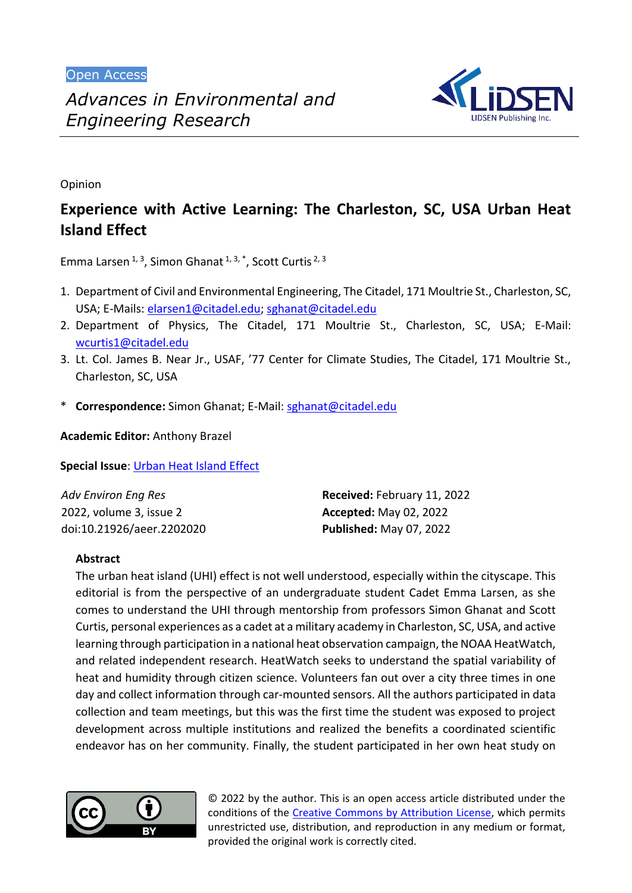Open Access

*Advances in Environmental and Engineering Research*

Opinion

# Experience with Active Learning: The Charleston, SC, USA Urban Heat Island Effect

Emma Larsen [1, 3], Simon Ghanat [1, 3, *], Scott Curtis [2, 3]

1. Department of Civil and Environmental Engineering, The Citadel, 171 Moultrie St., Charleston, SC, USA; E-Mails: elarsen1@citadel.edu; sghanat@citadel.edu
2. Department of Physics, The Citadel, 171 Moultrie St., Charleston, SC, USA; E-Mail: wcurtis1@citadel.edu
3. Lt. Col. James B. Near Jr., USAF, '77 Center for Climate Studies, The Citadel, 171 Moultrie St., Charleston, SC, USA

\* **Correspondence:** Simon Ghanat; E-Mail: sghanat@citadel.edu

**Academic Editor:** Anthony Brazel

**Special Issue**: Urban Heat Island Effect

*Adv Environ Eng Res*
2022, volume 3, issue 2
doi:10.21926/aeer.2202020

**Received:** February 11, 2022
**Accepted:** May 02, 2022
**Published:** May 07, 2022

## Abstract

The urban heat island (UHI) effect is not well understood, especially within the cityscape. This editorial is from the perspective of an undergraduate student Cadet Emma Larsen, as she comes to understand the UHI through mentorship from professors Simon Ghanat and Scott Curtis, personal experiences as a cadet at a military academy in Charleston, SC, USA, and active learning through participation in a national heat observation campaign, the NOAA HeatWatch, and related independent research. HeatWatch seeks to understand the spatial variability of heat and humidity through citizen science. Volunteers fan out over a city three times in one day and collect information through car-mounted sensors. All the authors participated in data collection and team meetings, but this was the first time the student was exposed to project development across multiple institutions and realized the benefits a coordinated scientific endeavor has on her community. Finally, the student participated in her own heat study on

© 2022 by the author. This is an open access article distributed under the conditions of the Creative Commons by Attribution License, which permits unrestricted use, distribution, and reproduction in any medium or format, provided the original work is correctly cited.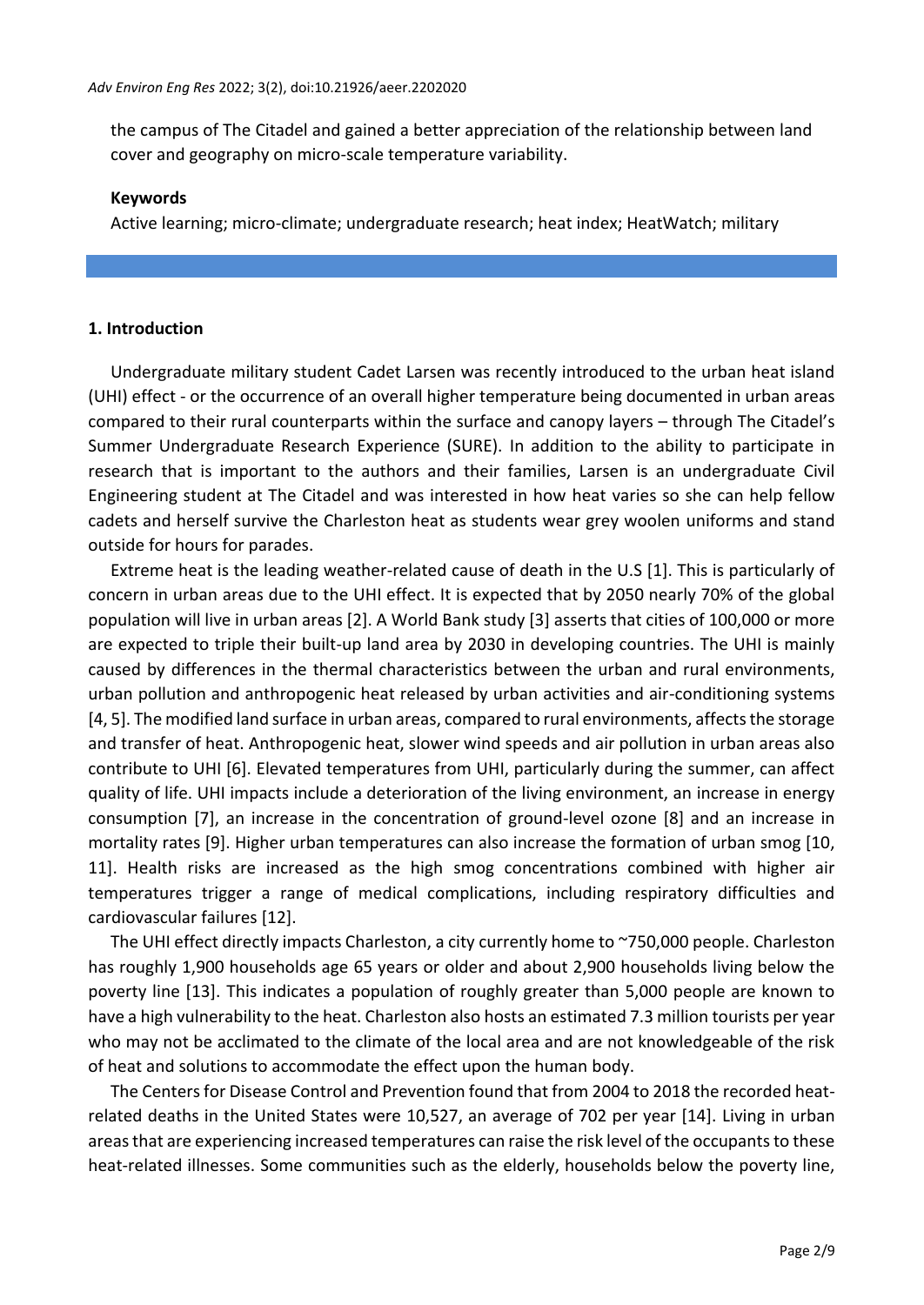the campus of The Citadel and gained a better appreciation of the relationship between land cover and geography on micro-scale temperature variability.

**Keywords**

Active learning; micro-climate; undergraduate research; heat index; HeatWatch; military

## 1. Introduction

Undergraduate military student Cadet Larsen was recently introduced to the urban heat island (UHI) effect - or the occurrence of an overall higher temperature being documented in urban areas compared to their rural counterparts within the surface and canopy layers – through The Citadel's Summer Undergraduate Research Experience (SURE). In addition to the ability to participate in research that is important to the authors and their families, Larsen is an undergraduate Civil Engineering student at The Citadel and was interested in how heat varies so she can help fellow cadets and herself survive the Charleston heat as students wear grey woolen uniforms and stand outside for hours for parades.

Extreme heat is the leading weather-related cause of death in the U.S [1]. This is particularly of concern in urban areas due to the UHI effect. It is expected that by 2050 nearly 70% of the global population will live in urban areas [2]. A World Bank study [3] asserts that cities of 100,000 or more are expected to triple their built-up land area by 2030 in developing countries. The UHI is mainly caused by differences in the thermal characteristics between the urban and rural environments, urban pollution and anthropogenic heat released by urban activities and air-conditioning systems [4, 5]. The modified land surface in urban areas, compared to rural environments, affects the storage and transfer of heat. Anthropogenic heat, slower wind speeds and air pollution in urban areas also contribute to UHI [6]. Elevated temperatures from UHI, particularly during the summer, can affect quality of life. UHI impacts include a deterioration of the living environment, an increase in energy consumption [7], an increase in the concentration of ground-level ozone [8] and an increase in mortality rates [9]. Higher urban temperatures can also increase the formation of urban smog [10, 11]. Health risks are increased as the high smog concentrations combined with higher air temperatures trigger a range of medical complications, including respiratory difficulties and cardiovascular failures [12].

The UHI effect directly impacts Charleston, a city currently home to ~750,000 people. Charleston has roughly 1,900 households age 65 years or older and about 2,900 households living below the poverty line [13]. This indicates a population of roughly greater than 5,000 people are known to have a high vulnerability to the heat. Charleston also hosts an estimated 7.3 million tourists per year who may not be acclimated to the climate of the local area and are not knowledgeable of the risk of heat and solutions to accommodate the effect upon the human body.

The Centers for Disease Control and Prevention found that from 2004 to 2018 the recorded heat-related deaths in the United States were 10,527, an average of 702 per year [14]. Living in urban areas that are experiencing increased temperatures can raise the risk level of the occupants to these heat-related illnesses. Some communities such as the elderly, households below the poverty line,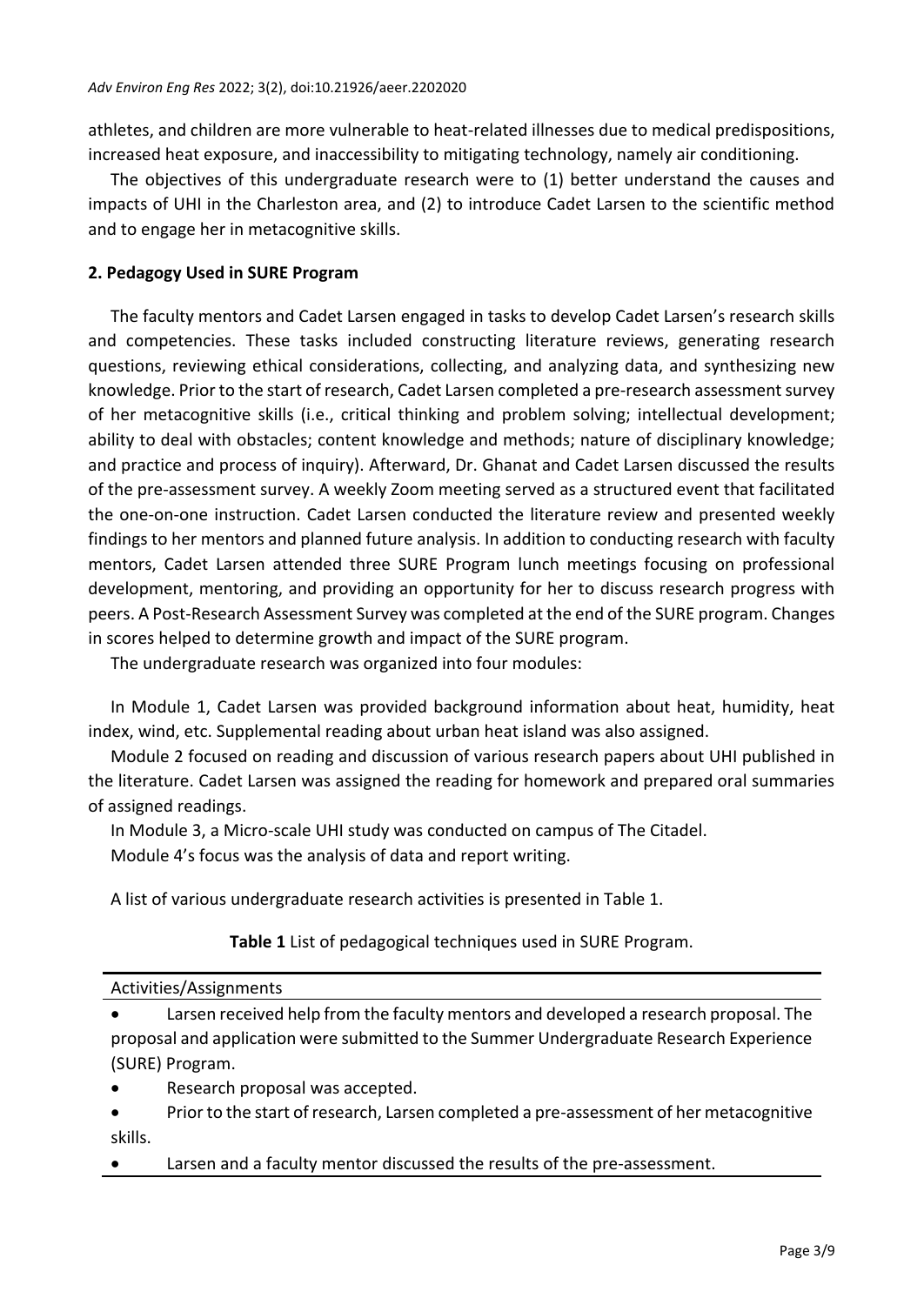athletes, and children are more vulnerable to heat-related illnesses due to medical predispositions, increased heat exposure, and inaccessibility to mitigating technology, namely air conditioning.

The objectives of this undergraduate research were to (1) better understand the causes and impacts of UHI in the Charleston area, and (2) to introduce Cadet Larsen to the scientific method and to engage her in metacognitive skills.

## 2. Pedagogy Used in SURE Program

The faculty mentors and Cadet Larsen engaged in tasks to develop Cadet Larsen's research skills and competencies. These tasks included constructing literature reviews, generating research questions, reviewing ethical considerations, collecting, and analyzing data, and synthesizing new knowledge. Prior to the start of research, Cadet Larsen completed a pre-research assessment survey of her metacognitive skills (i.e., critical thinking and problem solving; intellectual development; ability to deal with obstacles; content knowledge and methods; nature of disciplinary knowledge; and practice and process of inquiry). Afterward, Dr. Ghanat and Cadet Larsen discussed the results of the pre-assessment survey. A weekly Zoom meeting served as a structured event that facilitated the one-on-one instruction. Cadet Larsen conducted the literature review and presented weekly findings to her mentors and planned future analysis. In addition to conducting research with faculty mentors, Cadet Larsen attended three SURE Program lunch meetings focusing on professional development, mentoring, and providing an opportunity for her to discuss research progress with peers. A Post-Research Assessment Survey was completed at the end of the SURE program. Changes in scores helped to determine growth and impact of the SURE program.

The undergraduate research was organized into four modules:

In Module 1, Cadet Larsen was provided background information about heat, humidity, heat index, wind, etc. Supplemental reading about urban heat island was also assigned.

Module 2 focused on reading and discussion of various research papers about UHI published in the literature. Cadet Larsen was assigned the reading for homework and prepared oral summaries of assigned readings.

In Module 3, a Micro-scale UHI study was conducted on campus of The Citadel.

Module 4's focus was the analysis of data and report writing.

A list of various undergraduate research activities is presented in Table 1.

**Table 1** List of pedagogical techniques used in SURE Program.

| Activities/Assignments |
|---|
| • Larsen received help from the faculty mentors and developed a research proposal. The proposal and application were submitted to the Summer Undergraduate Research Experience (SURE) Program. |
| • Research proposal was accepted. |
| • Prior to the start of research, Larsen completed a pre-assessment of her metacognitive skills. |
| • Larsen and a faculty mentor discussed the results of the pre-assessment. |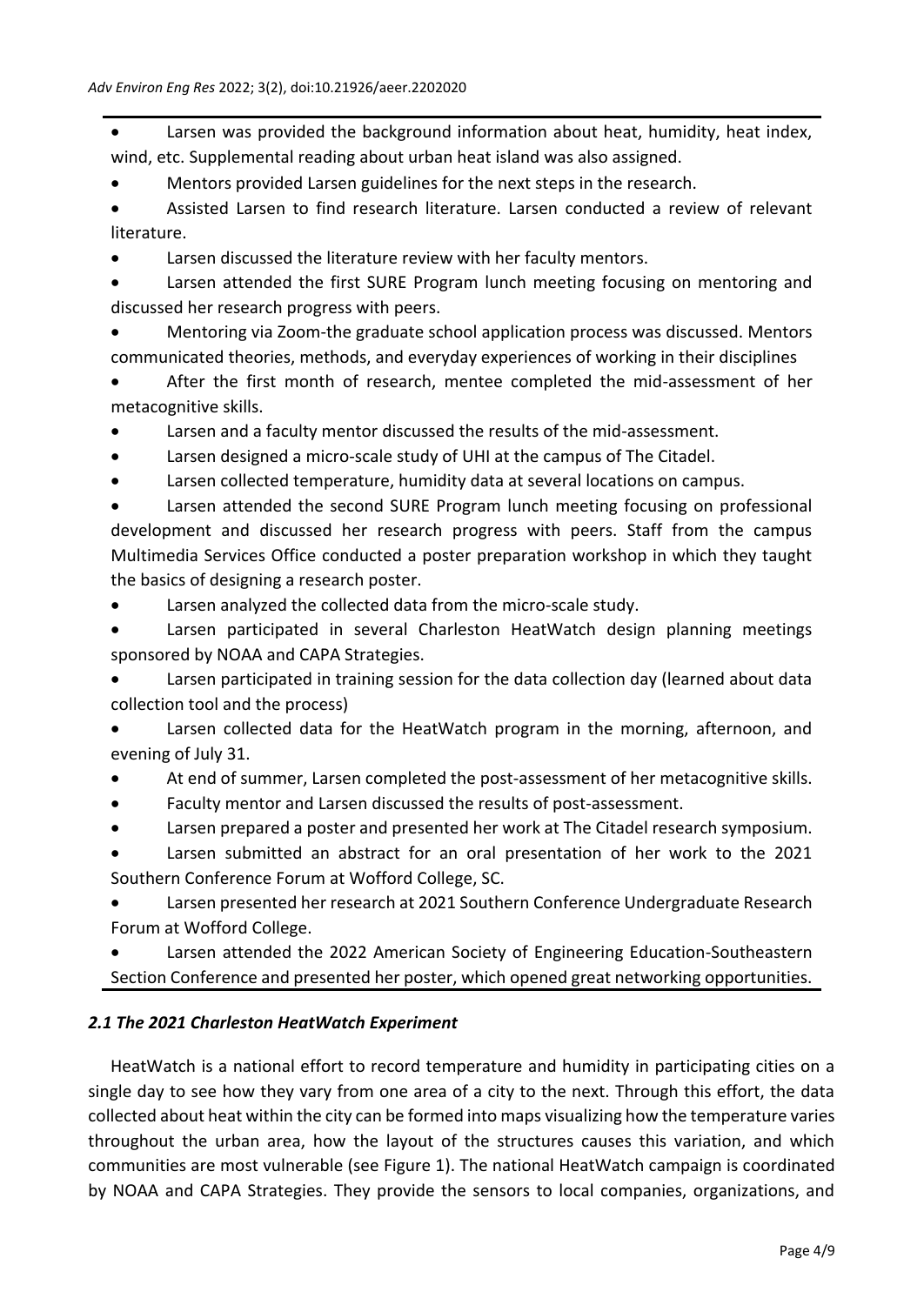- Larsen was provided the background information about heat, humidity, heat index, wind, etc. Supplemental reading about urban heat island was also assigned.
- Mentors provided Larsen guidelines for the next steps in the research.
- Assisted Larsen to find research literature. Larsen conducted a review of relevant literature.
- Larsen discussed the literature review with her faculty mentors.
- Larsen attended the first SURE Program lunch meeting focusing on mentoring and discussed her research progress with peers.
- Mentoring via Zoom-the graduate school application process was discussed. Mentors communicated theories, methods, and everyday experiences of working in their disciplines
- After the first month of research, mentee completed the mid-assessment of her metacognitive skills.
- Larsen and a faculty mentor discussed the results of the mid-assessment.
- Larsen designed a micro-scale study of UHI at the campus of The Citadel.
- Larsen collected temperature, humidity data at several locations on campus.
- Larsen attended the second SURE Program lunch meeting focusing on professional development and discussed her research progress with peers. Staff from the campus Multimedia Services Office conducted a poster preparation workshop in which they taught the basics of designing a research poster.
- Larsen analyzed the collected data from the micro-scale study.
- Larsen participated in several Charleston HeatWatch design planning meetings sponsored by NOAA and CAPA Strategies.
- Larsen participated in training session for the data collection day (learned about data collection tool and the process)
- Larsen collected data for the HeatWatch program in the morning, afternoon, and evening of July 31.
- At end of summer, Larsen completed the post-assessment of her metacognitive skills.
- Faculty mentor and Larsen discussed the results of post-assessment.
- Larsen prepared a poster and presented her work at The Citadel research symposium.
- Larsen submitted an abstract for an oral presentation of her work to the 2021 Southern Conference Forum at Wofford College, SC.
- Larsen presented her research at 2021 Southern Conference Undergraduate Research Forum at Wofford College.
- Larsen attended the 2022 American Society of Engineering Education-Southeastern Section Conference and presented her poster, which opened great networking opportunities.

### *2.1 The 2021 Charleston HeatWatch Experiment*

HeatWatch is a national effort to record temperature and humidity in participating cities on a single day to see how they vary from one area of a city to the next. Through this effort, the data collected about heat within the city can be formed into maps visualizing how the temperature varies throughout the urban area, how the layout of the structures causes this variation, and which communities are most vulnerable (see Figure 1). The national HeatWatch campaign is coordinated by NOAA and CAPA Strategies. They provide the sensors to local companies, organizations, and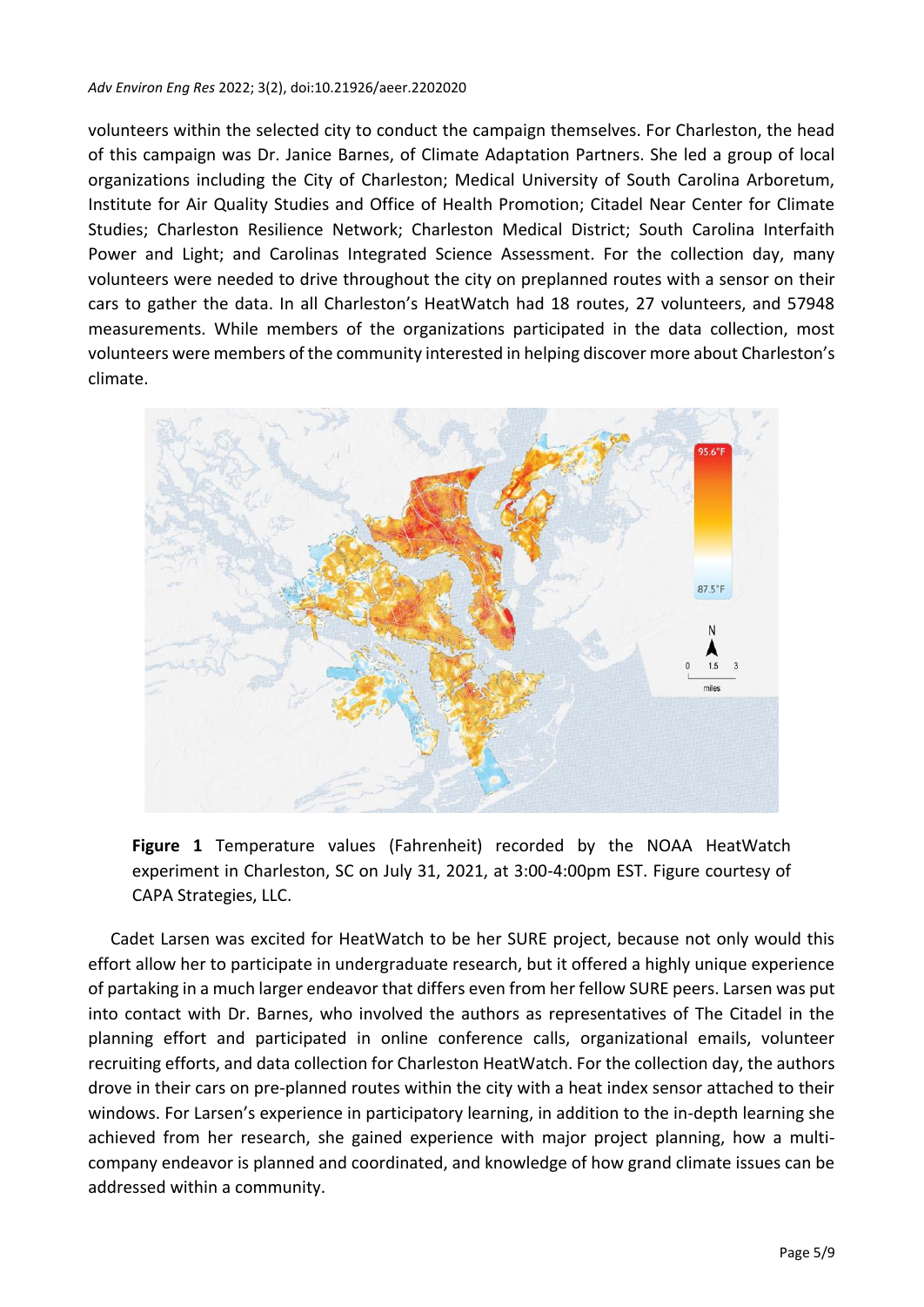volunteers within the selected city to conduct the campaign themselves. For Charleston, the head of this campaign was Dr. Janice Barnes, of Climate Adaptation Partners. She led a group of local organizations including the City of Charleston; Medical University of South Carolina Arboretum, Institute for Air Quality Studies and Office of Health Promotion; Citadel Near Center for Climate Studies; Charleston Resilience Network; Charleston Medical District; South Carolina Interfaith Power and Light; and Carolinas Integrated Science Assessment. For the collection day, many volunteers were needed to drive throughout the city on preplanned routes with a sensor on their cars to gather the data. In all Charleston's HeatWatch had 18 routes, 27 volunteers, and 57948 measurements. While members of the organizations participated in the data collection, most volunteers were members of the community interested in helping discover more about Charleston's climate.

**Figure 1** Temperature values (Fahrenheit) recorded by the NOAA HeatWatch experiment in Charleston, SC on July 31, 2021, at 3:00-4:00pm EST. Figure courtesy of CAPA Strategies, LLC.

Cadet Larsen was excited for HeatWatch to be her SURE project, because not only would this effort allow her to participate in undergraduate research, but it offered a highly unique experience of partaking in a much larger endeavor that differs even from her fellow SURE peers. Larsen was put into contact with Dr. Barnes, who involved the authors as representatives of The Citadel in the planning effort and participated in online conference calls, organizational emails, volunteer recruiting efforts, and data collection for Charleston HeatWatch. For the collection day, the authors drove in their cars on pre-planned routes within the city with a heat index sensor attached to their windows. For Larsen's experience in participatory learning, in addition to the in-depth learning she achieved from her research, she gained experience with major project planning, how a multi-company endeavor is planned and coordinated, and knowledge of how grand climate issues can be addressed within a community.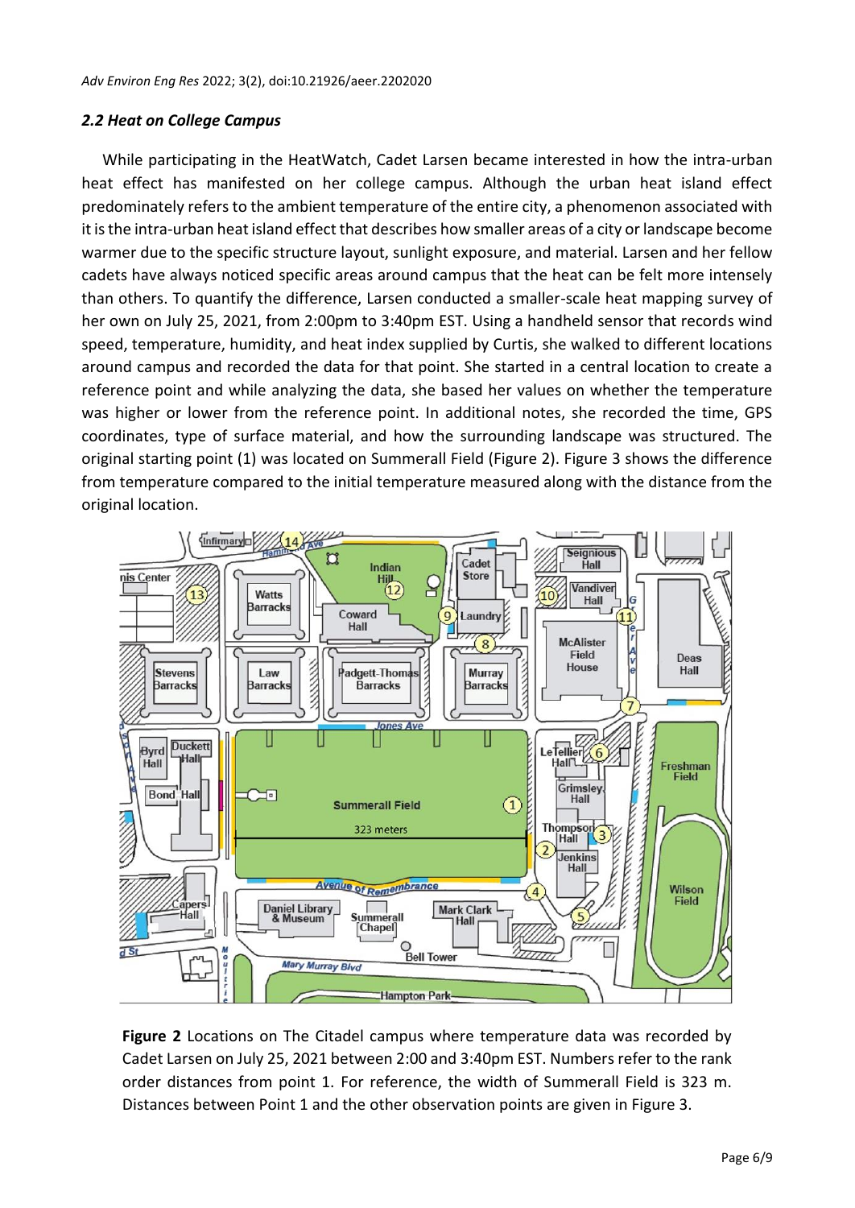### 2.2 Heat on College Campus

While participating in the HeatWatch, Cadet Larsen became interested in how the intra-urban heat effect has manifested on her college campus. Although the urban heat island effect predominately refers to the ambient temperature of the entire city, a phenomenon associated with it is the intra-urban heat island effect that describes how smaller areas of a city or landscape become warmer due to the specific structure layout, sunlight exposure, and material. Larsen and her fellow cadets have always noticed specific areas around campus that the heat can be felt more intensely than others. To quantify the difference, Larsen conducted a smaller-scale heat mapping survey of her own on July 25, 2021, from 2:00pm to 3:40pm EST. Using a handheld sensor that records wind speed, temperature, humidity, and heat index supplied by Curtis, she walked to different locations around campus and recorded the data for that point. She started in a central location to create a reference point and while analyzing the data, she based her values on whether the temperature was higher or lower from the reference point. In additional notes, she recorded the time, GPS coordinates, type of surface material, and how the surrounding landscape was structured. The original starting point (1) was located on Summerall Field (Figure 2). Figure 3 shows the difference from temperature compared to the initial temperature measured along with the distance from the original location.

**Figure 2** Locations on The Citadel campus where temperature data was recorded by Cadet Larsen on July 25, 2021 between 2:00 and 3:40pm EST. Numbers refer to the rank order distances from point 1. For reference, the width of Summerall Field is 323 m. Distances between Point 1 and the other observation points are given in Figure 3.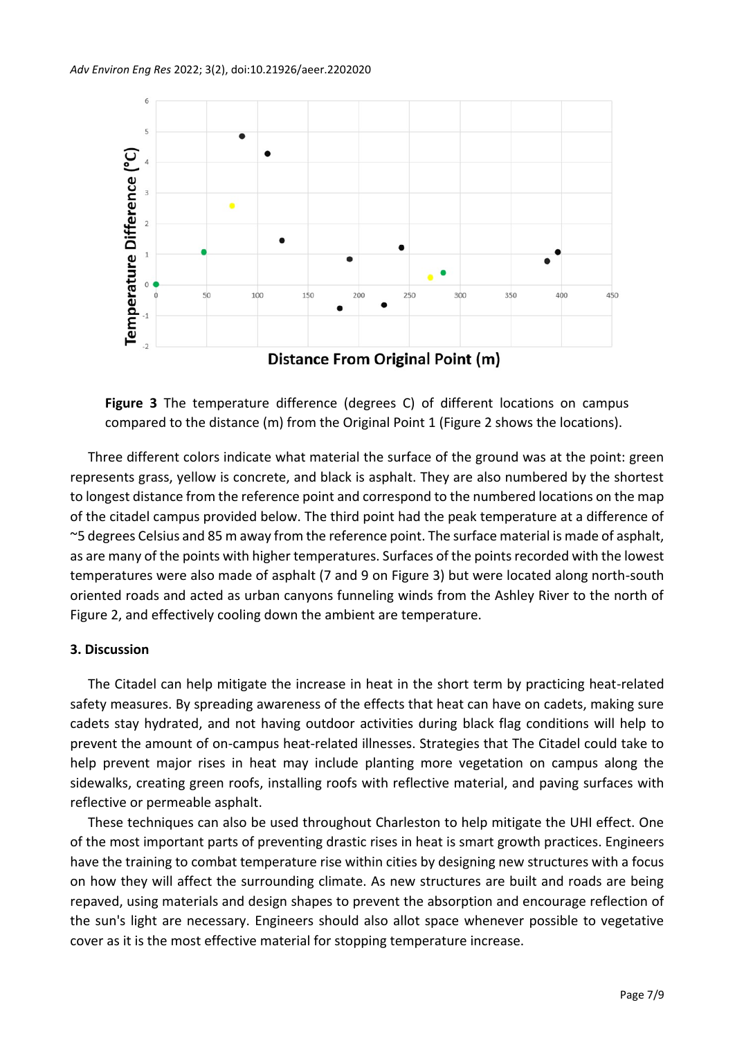**Figure 3** The temperature difference (degrees C) of different locations on campus compared to the distance (m) from the Original Point 1 (Figure 2 shows the locations).

Three different colors indicate what material the surface of the ground was at the point: green represents grass, yellow is concrete, and black is asphalt. They are also numbered by the shortest to longest distance from the reference point and correspond to the numbered locations on the map of the citadel campus provided below. The third point had the peak temperature at a difference of ~5 degrees Celsius and 85 m away from the reference point. The surface material is made of asphalt, as are many of the points with higher temperatures. Surfaces of the points recorded with the lowest temperatures were also made of asphalt (7 and 9 on Figure 3) but were located along north-south oriented roads and acted as urban canyons funneling winds from the Ashley River to the north of Figure 2, and effectively cooling down the ambient are temperature.

## 3. Discussion

The Citadel can help mitigate the increase in heat in the short term by practicing heat-related safety measures. By spreading awareness of the effects that heat can have on cadets, making sure cadets stay hydrated, and not having outdoor activities during black flag conditions will help to prevent the amount of on-campus heat-related illnesses. Strategies that The Citadel could take to help prevent major rises in heat may include planting more vegetation on campus along the sidewalks, creating green roofs, installing roofs with reflective material, and paving surfaces with reflective or permeable asphalt.

These techniques can also be used throughout Charleston to help mitigate the UHI effect. One of the most important parts of preventing drastic rises in heat is smart growth practices. Engineers have the training to combat temperature rise within cities by designing new structures with a focus on how they will affect the surrounding climate. As new structures are built and roads are being repaved, using materials and design shapes to prevent the absorption and encourage reflection of the sun's light are necessary. Engineers should also allot space whenever possible to vegetative cover as it is the most effective material for stopping temperature increase.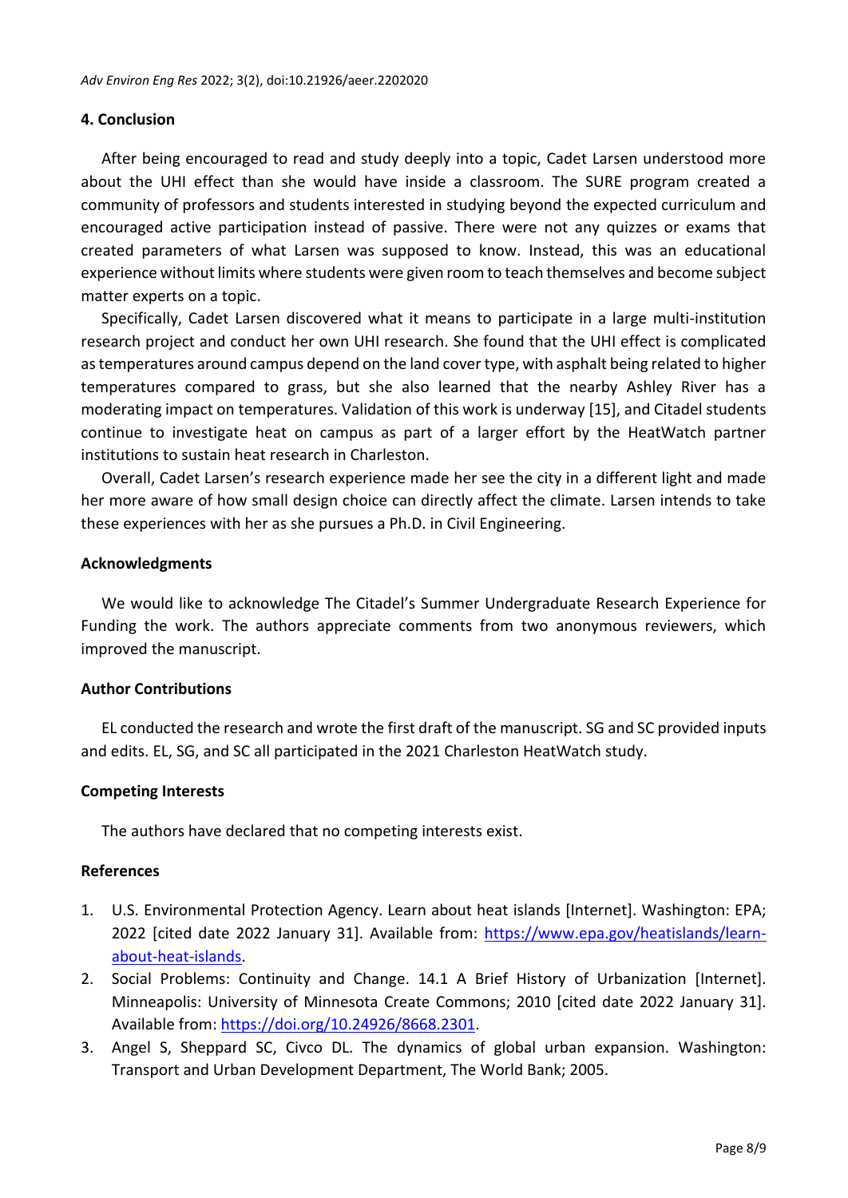## 4. Conclusion

After being encouraged to read and study deeply into a topic, Cadet Larsen understood more about the UHI effect than she would have inside a classroom. The SURE program created a community of professors and students interested in studying beyond the expected curriculum and encouraged active participation instead of passive. There were not any quizzes or exams that created parameters of what Larsen was supposed to know. Instead, this was an educational experience without limits where students were given room to teach themselves and become subject matter experts on a topic.

Specifically, Cadet Larsen discovered what it means to participate in a large multi-institution research project and conduct her own UHI research. She found that the UHI effect is complicated as temperatures around campus depend on the land cover type, with asphalt being related to higher temperatures compared to grass, but she also learned that the nearby Ashley River has a moderating impact on temperatures. Validation of this work is underway [15], and Citadel students continue to investigate heat on campus as part of a larger effort by the HeatWatch partner institutions to sustain heat research in Charleston.

Overall, Cadet Larsen's research experience made her see the city in a different light and made her more aware of how small design choice can directly affect the climate. Larsen intends to take these experiences with her as she pursues a Ph.D. in Civil Engineering.

## Acknowledgments

We would like to acknowledge The Citadel's Summer Undergraduate Research Experience for Funding the work. The authors appreciate comments from two anonymous reviewers, which improved the manuscript.

## Author Contributions

EL conducted the research and wrote the first draft of the manuscript. SG and SC provided inputs and edits. EL, SG, and SC all participated in the 2021 Charleston HeatWatch study.

## Competing Interests

The authors have declared that no competing interests exist.

## References

1. U.S. Environmental Protection Agency. Learn about heat islands [Internet]. Washington: EPA; 2022 [cited date 2022 January 31]. Available from: https://www.epa.gov/heatislands/learn-about-heat-islands.
2. Social Problems: Continuity and Change. 14.1 A Brief History of Urbanization [Internet]. Minneapolis: University of Minnesota Create Commons; 2010 [cited date 2022 January 31]. Available from: https://doi.org/10.24926/8668.2301.
3. Angel S, Sheppard SC, Civco DL. The dynamics of global urban expansion. Washington: Transport and Urban Development Department, The World Bank; 2005.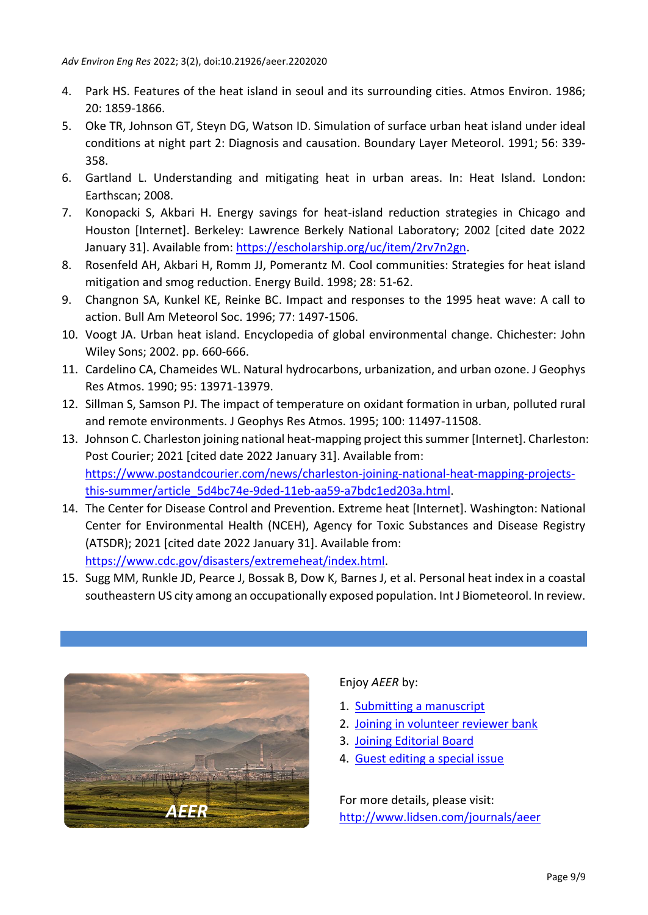4. Park HS. Features of the heat island in seoul and its surrounding cities. Atmos Environ. 1986; 20: 1859-1866.
5. Oke TR, Johnson GT, Steyn DG, Watson ID. Simulation of surface urban heat island under ideal conditions at night part 2: Diagnosis and causation. Boundary Layer Meteorol. 1991; 56: 339-358.
6. Gartland L. Understanding and mitigating heat in urban areas. In: Heat Island. London: Earthscan; 2008.
7. Konopacki S, Akbari H. Energy savings for heat-island reduction strategies in Chicago and Houston [Internet]. Berkeley: Lawrence Berkely National Laboratory; 2002 [cited date 2022 January 31]. Available from: [https://escholarship.org/uc/item/2rv7n2gn](https://escholarship.org/uc/item/2rv7n2gn).
8. Rosenfeld AH, Akbari H, Romm JJ, Pomerantz M. Cool communities: Strategies for heat island mitigation and smog reduction. Energy Build. 1998; 28: 51-62.
9. Changnon SA, Kunkel KE, Reinke BC. Impact and responses to the 1995 heat wave: A call to action. Bull Am Meteorol Soc. 1996; 77: 1497-1506.
10. Voogt JA. Urban heat island. Encyclopedia of global environmental change. Chichester: John Wiley Sons; 2002. pp. 660-666.
11. Cardelino CA, Chameides WL. Natural hydrocarbons, urbanization, and urban ozone. J Geophys Res Atmos. 1990; 95: 13971-13979.
12. Sillman S, Samson PJ. The impact of temperature on oxidant formation in urban, polluted rural and remote environments. J Geophys Res Atmos. 1995; 100: 11497-11508.
13. Johnson C. Charleston joining national heat-mapping project this summer [Internet]. Charleston: Post Courier; 2021 [cited date 2022 January 31]. Available from: [https://www.postandcourier.com/news/charleston-joining-national-heat-mapping-projects-this-summer/article_5d4bc74e-9ded-11eb-aa59-a7bdc1ed203a.html](https://www.postandcourier.com/news/charleston-joining-national-heat-mapping-projects-this-summer/article_5d4bc74e-9ded-11eb-aa59-a7bdc1ed203a.html).
14. The Center for Disease Control and Prevention. Extreme heat [Internet]. Washington: National Center for Environmental Health (NCEH), Agency for Toxic Substances and Disease Registry (ATSDR); 2021 [cited date 2022 January 31]. Available from: [https://www.cdc.gov/disasters/extremeheat/index.html](https://www.cdc.gov/disasters/extremeheat/index.html).
15. Sugg MM, Runkle JD, Pearce J, Bossak B, Dow K, Barnes J, et al. Personal heat index in a coastal southeastern US city among an occupationally exposed population. Int J Biometeorol. In review.

---

Enjoy *AEER* by:

1. Submitting a manuscript
2. Joining in volunteer reviewer bank
3. Joining Editorial Board
4. Guest editing a special issue

For more details, please visit:
[http://www.lidsen.com/journals/aeer](http://www.lidsen.com/journals/aeer)